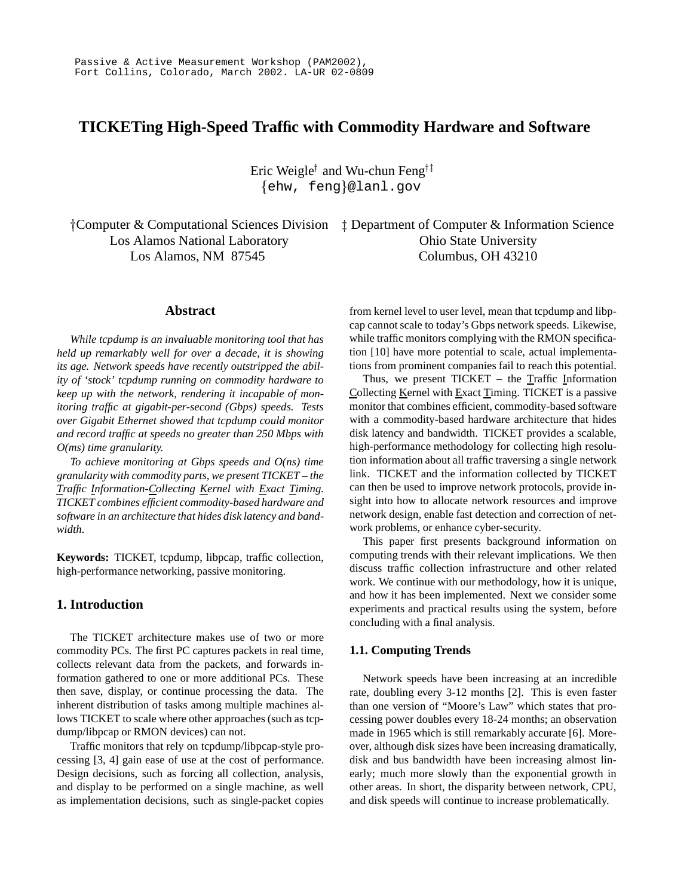Passive & Active Measurement Workshop (PAM2002), Fort Collins, Colorado, March 2002. LA-UR 02-0809

# TICKETing High-Speed Traffic with Commodity Hardware and Software

Eric Weigle† and Wu-chun Feng†‡

{ehw, feng}@lanl.gov

†Computer & Computational Sciences Division
Los Alamos National Laboratory
Los Alamos, NM 87545

‡ Department of Computer & Information Science
Ohio State University
Columbus, OH 43210

## Abstract

*While tcpdump is an invaluable monitoring tool that has held up remarkably well for over a decade, it is showing its age. Network speeds have recently outstripped the ability of 'stock' tcpdump running on commodity hardware to keep up with the network, rendering it incapable of monitoring traffic at gigabit-per-second (Gbps) speeds. Tests over Gigabit Ethernet showed that tcpdump could monitor and record traffic at speeds no greater than 250 Mbps with O(ms) time granularity.*

*To achieve monitoring at Gbps speeds and O(ns) time granularity with commodity parts, we present TICKET – the Traffic Information-Collecting Kernel with Exact Timing. TICKET combines efficient commodity-based hardware and software in an architecture that hides disk latency and bandwidth.*

**Keywords:** TICKET, tcpdump, libpcap, traffic collection, high-performance networking, passive monitoring.

## 1. Introduction

The TICKET architecture makes use of two or more commodity PCs. The first PC captures packets in real time, collects relevant data from the packets, and forwards information gathered to one or more additional PCs. These then save, display, or continue processing the data. The inherent distribution of tasks among multiple machines allows TICKET to scale where other approaches (such as tcpdump/libpcap or RMON devices) can not.

Traffic monitors that rely on tcpdump/libpcap-style processing [3, 4] gain ease of use at the cost of performance. Design decisions, such as forcing all collection, analysis, and display to be performed on a single machine, as well as implementation decisions, such as single-packet copies from kernel level to user level, mean that tcpdump and libpcap cannot scale to today's Gbps network speeds. Likewise, while traffic monitors complying with the RMON specification [10] have more potential to scale, actual implementations from prominent companies fail to reach this potential.

Thus, we present TICKET – the Traffic Information Collecting Kernel with Exact Timing. TICKET is a passive monitor that combines efficient, commodity-based software with a commodity-based hardware architecture that hides disk latency and bandwidth. TICKET provides a scalable, high-performance methodology for collecting high resolution information about all traffic traversing a single network link. TICKET and the information collected by TICKET can then be used to improve network protocols, provide insight into how to allocate network resources and improve network design, enable fast detection and correction of network problems, or enhance cyber-security.

This paper first presents background information on computing trends with their relevant implications. We then discuss traffic collection infrastructure and other related work. We continue with our methodology, how it is unique, and how it has been implemented. Next we consider some experiments and practical results using the system, before concluding with a final analysis.

### 1.1. Computing Trends

Network speeds have been increasing at an incredible rate, doubling every 3-12 months [2]. This is even faster than one version of "Moore's Law" which states that processing power doubles every 18-24 months; an observation made in 1965 which is still remarkably accurate [6]. Moreover, although disk sizes have been increasing dramatically, disk and bus bandwidth have been increasing almost linearly; much more slowly than the exponential growth in other areas. In short, the disparity between network, CPU, and disk speeds will continue to increase problematically.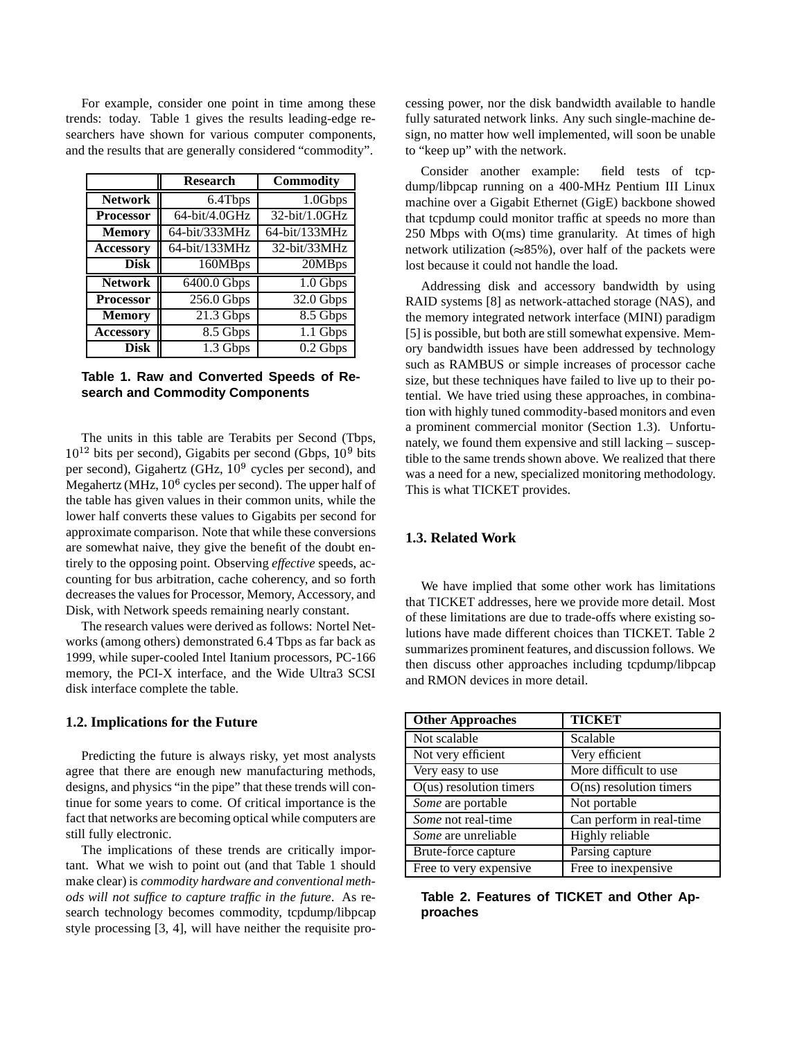For example, consider one point in time among these trends: today. Table 1 gives the results leading-edge researchers have shown for various computer components, and the results that are generally considered "commodity".

| | **Research** | **Commodity** |
|---|---|---|
| **Network** | 6.4Tbps | 1.0Gbps |
| **Processor** | 64-bit/4.0GHz | 32-bit/1.0GHz |
| **Memory** | 64-bit/333MHz | 64-bit/133MHz |
| **Accessory** | 64-bit/133MHz | 32-bit/33MHz |
| **Disk** | 160MBps | 20MBps |
| **Network** | 6400.0 Gbps | 1.0 Gbps |
| **Processor** | 256.0 Gbps | 32.0 Gbps |
| **Memory** | 21.3 Gbps | 8.5 Gbps |
| **Accessory** | 8.5 Gbps | 1.1 Gbps |
| **Disk** | 1.3 Gbps | 0.2 Gbps |

**Table 1. Raw and Converted Speeds of Research and Commodity Components**

The units in this table are Terabits per Second (Tbps, $10^{12}$ bits per second), Gigabits per second (Gbps, $10^9$ bits per second), Gigahertz (GHz, $10^9$ cycles per second), and Megahertz (MHz, $10^6$ cycles per second). The upper half of the table has given values in their common units, while the lower half converts these values to Gigabits per second for approximate comparison. Note that while these conversions are somewhat naive, they give the benefit of the doubt entirely to the opposing point. Observing *effective* speeds, accounting for bus arbitration, cache coherency, and so forth decreases the values for Processor, Memory, Accessory, and Disk, with Network speeds remaining nearly constant.

The research values were derived as follows: Nortel Networks (among others) demonstrated 6.4 Tbps as far back as 1999, while super-cooled Intel Itanium processors, PC-166 memory, the PCI-X interface, and the Wide Ultra3 SCSI disk interface complete the table.

### 1.2. Implications for the Future

Predicting the future is always risky, yet most analysts agree that there are enough new manufacturing methods, designs, and physics "in the pipe" that these trends will continue for some years to come. Of critical importance is the fact that networks are becoming optical while computers are still fully electronic.

The implications of these trends are critically important. What we wish to point out (and that Table 1 should make clear) is *commodity hardware and conventional methods will not suffice to capture traffic in the future*. As research technology becomes commodity, tcpdump/libpcap style processing [3, 4], will have neither the requisite processing power, nor the disk bandwidth available to handle fully saturated network links. Any such single-machine design, no matter how well implemented, will soon be unable to "keep up" with the network.

Consider another example: field tests of tcpdump/libpcap running on a 400-MHz Pentium III Linux machine over a Gigabit Ethernet (GigE) backbone showed that tcpdump could monitor traffic at speeds no more than 250 Mbps with O(ms) time granularity. At times of high network utilization (≈85%), over half of the packets were lost because it could not handle the load.

Addressing disk and accessory bandwidth by using RAID systems [8] as network-attached storage (NAS), and the memory integrated network interface (MINI) paradigm [5] is possible, but both are still somewhat expensive. Memory bandwidth issues have been addressed by technology such as RAMBUS or simple increases of processor cache size, but these techniques have failed to live up to their potential. We have tried using these approaches, in combination with highly tuned commodity-based monitors and even a prominent commercial monitor (Section 1.3). Unfortunately, we found them expensive and still lacking – susceptible to the same trends shown above. We realized that there was a need for a new, specialized monitoring methodology. This is what TICKET provides.

### 1.3. Related Work

We have implied that some other work has limitations that TICKET addresses, here we provide more detail. Most of these limitations are due to trade-offs where existing solutions have made different choices than TICKET. Table 2 summarizes prominent features, and discussion follows. We then discuss other approaches including tcpdump/libpcap and RMON devices in more detail.

| **Other Approaches** | **TICKET** |
|---|---|
| Not scalable | Scalable |
| Not very efficient | Very efficient |
| Very easy to use | More difficult to use |
| O(us) resolution timers | O(ns) resolution timers |
| *Some* are portable | Not portable |
| *Some* not real-time | Can perform in real-time |
| *Some* are unreliable | Highly reliable |
| Brute-force capture | Parsing capture |
| Free to very expensive | Free to inexpensive |

**Table 2. Features of TICKET and Other Approaches**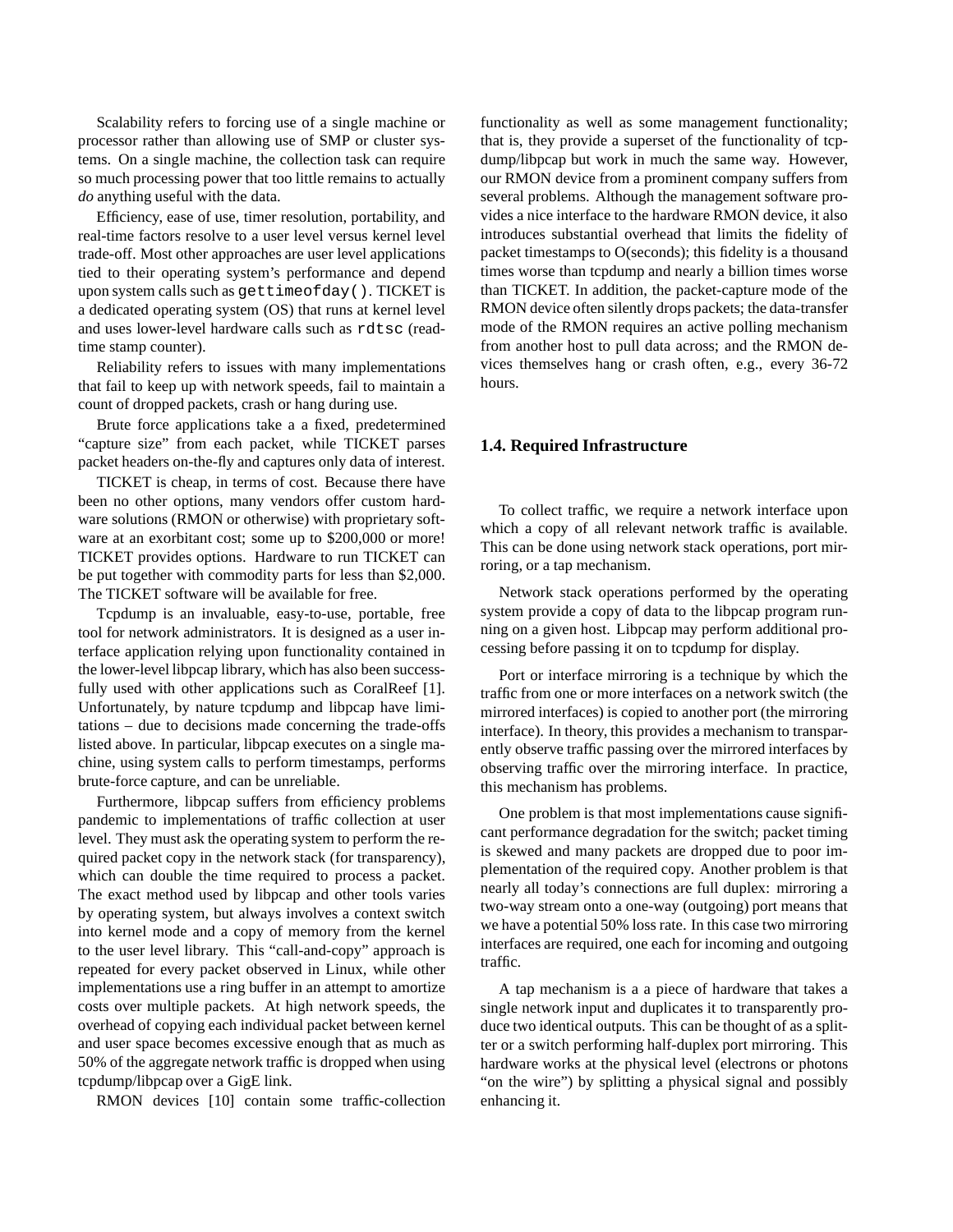Scalability refers to forcing use of a single machine or processor rather than allowing use of SMP or cluster systems. On a single machine, the collection task can require so much processing power that too little remains to actually *do* anything useful with the data.

Efficiency, ease of use, timer resolution, portability, and real-time factors resolve to a user level versus kernel level trade-off. Most other approaches are user level applications tied to their operating system's performance and depend upon system calls such as `gettimeofday()`. TICKET is a dedicated operating system (OS) that runs at kernel level and uses lower-level hardware calls such as `rdtsc` (read-time stamp counter).

Reliability refers to issues with many implementations that fail to keep up with network speeds, fail to maintain a count of dropped packets, crash or hang during use.

Brute force applications take a a fixed, predetermined "capture size" from each packet, while TICKET parses packet headers on-the-fly and captures only data of interest.

TICKET is cheap, in terms of cost. Because there have been no other options, many vendors offer custom hardware solutions (RMON or otherwise) with proprietary software at an exorbitant cost; some up to $200,000 or more! TICKET provides options. Hardware to run TICKET can be put together with commodity parts for less than $2,000. The TICKET software will be available for free.

Tcpdump is an invaluable, easy-to-use, portable, free tool for network administrators. It is designed as a user interface application relying upon functionality contained in the lower-level libpcap library, which has also been successfully used with other applications such as CoralReef [1]. Unfortunately, by nature tcpdump and libpcap have limitations – due to decisions made concerning the trade-offs listed above. In particular, libpcap executes on a single machine, using system calls to perform timestamps, performs brute-force capture, and can be unreliable.

Furthermore, libpcap suffers from efficiency problems pandemic to implementations of traffic collection at user level. They must ask the operating system to perform the required packet copy in the network stack (for transparency), which can double the time required to process a packet. The exact method used by libpcap and other tools varies by operating system, but always involves a context switch into kernel mode and a copy of memory from the kernel to the user level library. This "call-and-copy" approach is repeated for every packet observed in Linux, while other implementations use a ring buffer in an attempt to amortize costs over multiple packets. At high network speeds, the overhead of copying each individual packet between kernel and user space becomes excessive enough that as much as 50% of the aggregate network traffic is dropped when using tcpdump/libpcap over a GigE link.

RMON devices [10] contain some traffic-collection functionality as well as some management functionality; that is, they provide a superset of the functionality of tcpdump/libpcap but work in much the same way. However, our RMON device from a prominent company suffers from several problems. Although the management software provides a nice interface to the hardware RMON device, it also introduces substantial overhead that limits the fidelity of packet timestamps to O(seconds); this fidelity is a thousand times worse than tcpdump and nearly a billion times worse than TICKET. In addition, the packet-capture mode of the RMON device often silently drops packets; the data-transfer mode of the RMON requires an active polling mechanism from another host to pull data across; and the RMON devices themselves hang or crash often, e.g., every 36-72 hours.

### 1.4. Required Infrastructure

To collect traffic, we require a network interface upon which a copy of all relevant network traffic is available. This can be done using network stack operations, port mirroring, or a tap mechanism.

Network stack operations performed by the operating system provide a copy of data to the libpcap program running on a given host. Libpcap may perform additional processing before passing it on to tcpdump for display.

Port or interface mirroring is a technique by which the traffic from one or more interfaces on a network switch (the mirrored interfaces) is copied to another port (the mirroring interface). In theory, this provides a mechanism to transparently observe traffic passing over the mirrored interfaces by observing traffic over the mirroring interface. In practice, this mechanism has problems.

One problem is that most implementations cause significant performance degradation for the switch; packet timing is skewed and many packets are dropped due to poor implementation of the required copy. Another problem is that nearly all today's connections are full duplex: mirroring a two-way stream onto a one-way (outgoing) port means that we have a potential 50% loss rate. In this case two mirroring interfaces are required, one each for incoming and outgoing traffic.

A tap mechanism is a a piece of hardware that takes a single network input and duplicates it to transparently produce two identical outputs. This can be thought of as a splitter or a switch performing half-duplex port mirroring. This hardware works at the physical level (electrons or photons "on the wire") by splitting a physical signal and possibly enhancing it.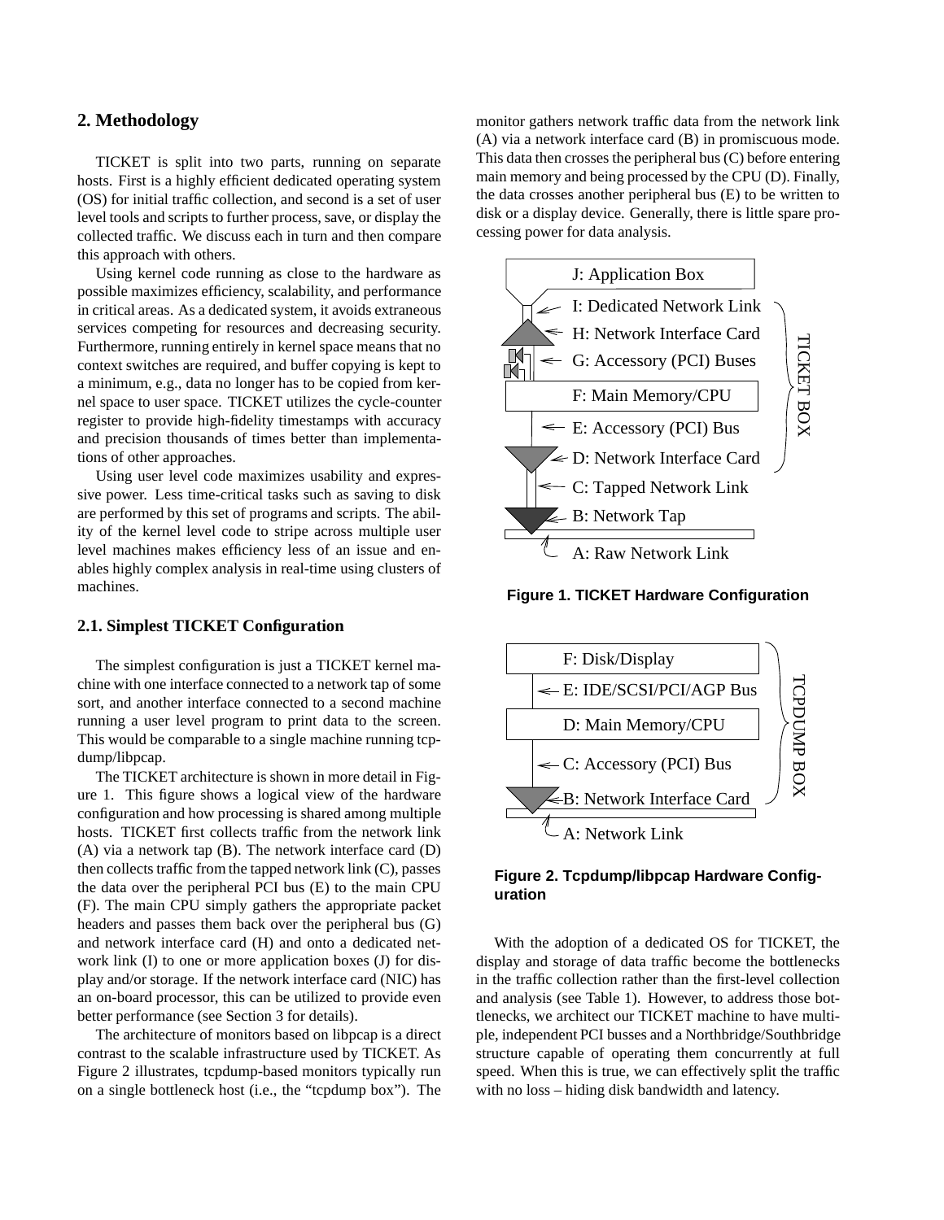## 2. Methodology

TICKET is split into two parts, running on separate hosts. First is a highly efficient dedicated operating system (OS) for initial traffic collection, and second is a set of user level tools and scripts to further process, save, or display the collected traffic. We discuss each in turn and then compare this approach with others.

Using kernel code running as close to the hardware as possible maximizes efficiency, scalability, and performance in critical areas. As a dedicated system, it avoids extraneous services competing for resources and decreasing security. Furthermore, running entirely in kernel space means that no context switches are required, and buffer copying is kept to a minimum, e.g., data no longer has to be copied from kernel space to user space. TICKET utilizes the cycle-counter register to provide high-fidelity timestamps with accuracy and precision thousands of times better than implementations of other approaches.

Using user level code maximizes usability and expressive power. Less time-critical tasks such as saving to disk are performed by this set of programs and scripts. The ability of the kernel level code to stripe across multiple user level machines makes efficiency less of an issue and enables highly complex analysis in real-time using clusters of machines.

### 2.1. Simplest TICKET Configuration

The simplest configuration is just a TICKET kernel machine with one interface connected to a network tap of some sort, and another interface connected to a second machine running a user level program to print data to the screen. This would be comparable to a single machine running tcpdump/libpcap.

The TICKET architecture is shown in more detail in Figure 1. This figure shows a logical view of the hardware configuration and how processing is shared among multiple hosts. TICKET first collects traffic from the network link (A) via a network tap (B). The network interface card (D) then collects traffic from the tapped network link (C), passes the data over the peripheral PCI bus (E) to the main CPU (F). The main CPU simply gathers the appropriate packet headers and passes them back over the peripheral bus (G) and network interface card (H) and onto a dedicated network link (I) to one or more application boxes (J) for display and/or storage. If the network interface card (NIC) has an on-board processor, this can be utilized to provide even better performance (see Section 3 for details).

The architecture of monitors based on libpcap is a direct contrast to the scalable infrastructure used by TICKET. As Figure 2 illustrates, tcpdump-based monitors typically run on a single bottleneck host (i.e., the "tcpdump box"). The monitor gathers network traffic data from the network link (A) via a network interface card (B) in promiscuous mode. This data then crosses the peripheral bus (C) before entering main memory and being processed by the CPU (D). Finally, the data crosses another peripheral bus (E) to be written to disk or a display device. Generally, there is little spare processing power for data analysis.

J: Application Box
I: Dedicated Network Link
H: Network Interface Card
G: Accessory (PCI) Buses
F: Main Memory/CPU
E: Accessory (PCI) Bus
D: Network Interface Card
C: Tapped Network Link
B: Network Tap
A: Raw Network Link
TICKET BOX

**Figure 1. TICKET Hardware Configuration**

F: Disk/Display
E: IDE/SCSI/PCI/AGP Bus
D: Main Memory/CPU
C: Accessory (PCI) Bus
B: Network Interface Card
A: Network Link
TCPDUMP BOX

**Figure 2. Tcpdump/libpcap Hardware Configuration**

With the adoption of a dedicated OS for TICKET, the display and storage of data traffic become the bottlenecks in the traffic collection rather than the first-level collection and analysis (see Table 1). However, to address those bottlenecks, we architect our TICKET machine to have multiple, independent PCI busses and a Northbridge/Southbridge structure capable of operating them concurrently at full speed. When this is true, we can effectively split the traffic with no loss – hiding disk bandwidth and latency.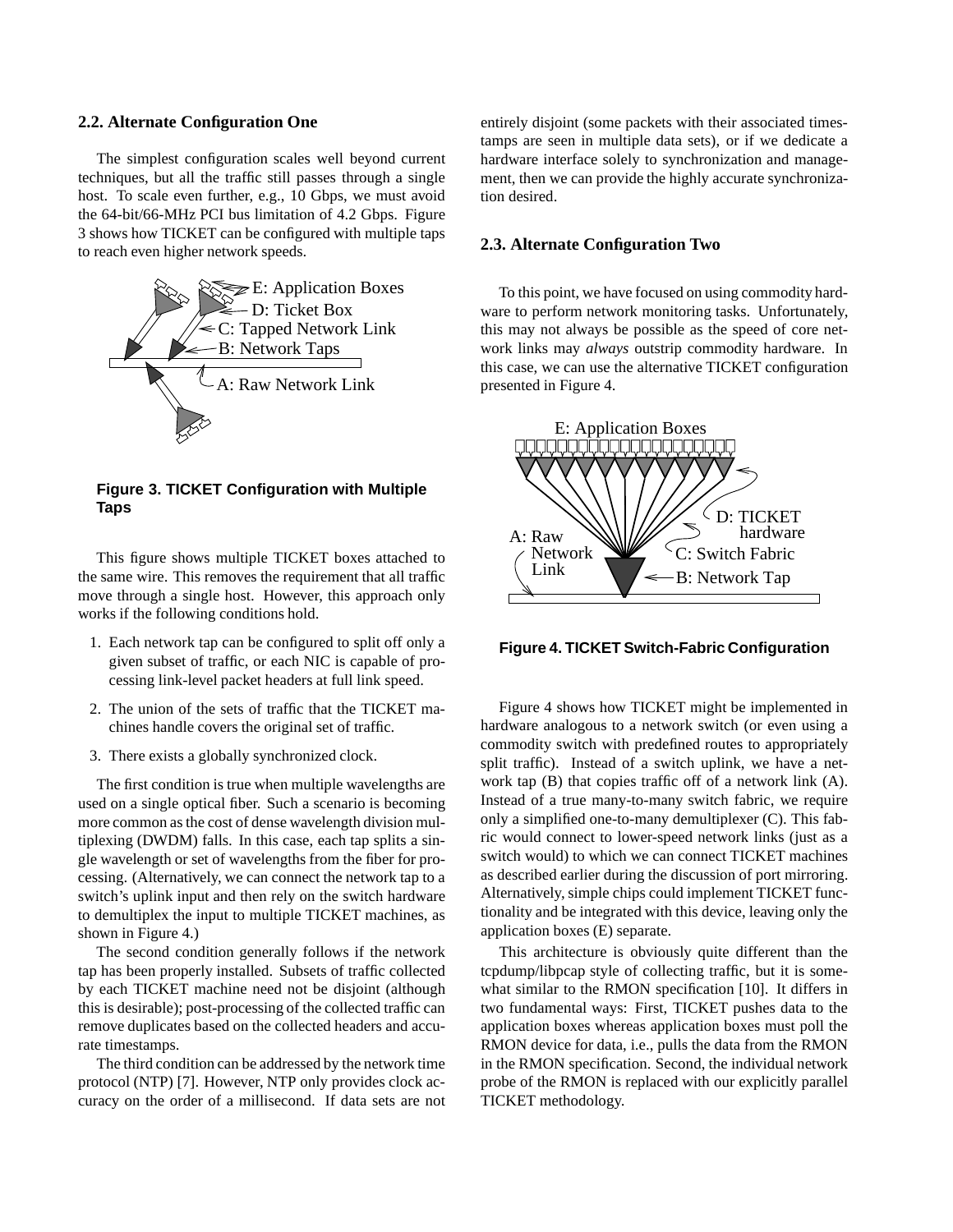### 2.2. Alternate Configuration One

The simplest configuration scales well beyond current techniques, but all the traffic still passes through a single host. To scale even further, e.g., 10 Gbps, we must avoid the 64-bit/66-MHz PCI bus limitation of 4.2 Gbps. Figure 3 shows how TICKET can be configured with multiple taps to reach even higher network speeds.

**Figure 3. TICKET Configuration with Multiple Taps**

This figure shows multiple TICKET boxes attached to the same wire. This removes the requirement that all traffic move through a single host. However, this approach only works if the following conditions hold.

1. Each network tap can be configured to split off only a given subset of traffic, or each NIC is capable of processing link-level packet headers at full link speed.
2. The union of the sets of traffic that the TICKET machines handle covers the original set of traffic.
3. There exists a globally synchronized clock.

The first condition is true when multiple wavelengths are used on a single optical fiber. Such a scenario is becoming more common as the cost of dense wavelength division multiplexing (DWDM) falls. In this case, each tap splits a single wavelength or set of wavelengths from the fiber for processing. (Alternatively, we can connect the network tap to a switch's uplink input and then rely on the switch hardware to demultiplex the input to multiple TICKET machines, as shown in Figure 4.)

The second condition generally follows if the network tap has been properly installed. Subsets of traffic collected by each TICKET machine need not be disjoint (although this is desirable); post-processing of the collected traffic can remove duplicates based on the collected headers and accurate timestamps.

The third condition can be addressed by the network time protocol (NTP) [7]. However, NTP only provides clock accuracy on the order of a millisecond. If data sets are not entirely disjoint (some packets with their associated timestamps are seen in multiple data sets), or if we dedicate a hardware interface solely to synchronization and management, then we can provide the highly accurate synchronization desired.

### 2.3. Alternate Configuration Two

To this point, we have focused on using commodity hardware to perform network monitoring tasks. Unfortunately, this may not always be possible as the speed of core network links may *always* outstrip commodity hardware. In this case, we can use the alternative TICKET configuration presented in Figure 4.

**Figure 4. TICKET Switch-Fabric Configuration**

Figure 4 shows how TICKET might be implemented in hardware analogous to a network switch (or even using a commodity switch with predefined routes to appropriately split traffic). Instead of a switch uplink, we have a network tap (B) that copies traffic off of a network link (A). Instead of a true many-to-many switch fabric, we require only a simplified one-to-many demultiplexer (C). This fabric would connect to lower-speed network links (just as a switch would) to which we can connect TICKET machines as described earlier during the discussion of port mirroring. Alternatively, simple chips could implement TICKET functionality and be integrated with this device, leaving only the application boxes (E) separate.

This architecture is obviously quite different than the tcpdump/libpcap style of collecting traffic, but it is somewhat similar to the RMON specification [10]. It differs in two fundamental ways: First, TICKET pushes data to the application boxes whereas application boxes must poll the RMON device for data, i.e., pulls the data from the RMON in the RMON specification. Second, the individual network probe of the RMON is replaced with our explicitly parallel TICKET methodology.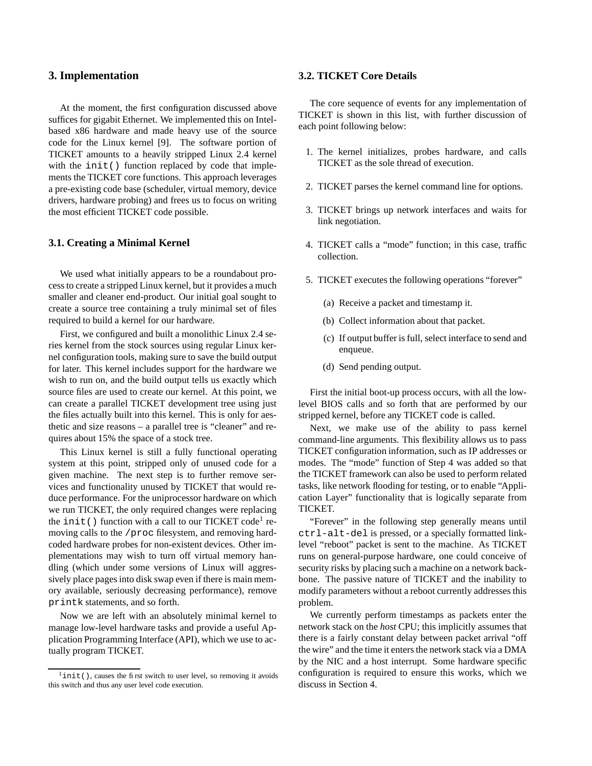## 3. Implementation

At the moment, the first configuration discussed above suffices for gigabit Ethernet. We implemented this on Intel-based x86 hardware and made heavy use of the source code for the Linux kernel [9]. The software portion of TICKET amounts to a heavily stripped Linux 2.4 kernel with the `init()` function replaced by code that implements the TICKET core functions. This approach leverages a pre-existing code base (scheduler, virtual memory, device drivers, hardware probing) and frees us to focus on writing the most efficient TICKET code possible.

### 3.1. Creating a Minimal Kernel

We used what initially appears to be a roundabout process to create a stripped Linux kernel, but it provides a much smaller and cleaner end-product. Our initial goal sought to create a source tree containing a truly minimal set of files required to build a kernel for our hardware.

First, we configured and built a monolithic Linux 2.4 series kernel from the stock sources using regular Linux kernel configuration tools, making sure to save the build output for later. This kernel includes support for the hardware we wish to run on, and the build output tells us exactly which source files are used to create our kernel. At this point, we can create a parallel TICKET development tree using just the files actually built into this kernel. This is only for aesthetic and size reasons – a parallel tree is "cleaner" and requires about 15% the space of a stock tree.

This Linux kernel is still a fully functional operating system at this point, stripped only of unused code for a given machine. The next step is to further remove services and functionality unused by TICKET that would reduce performance. For the uniprocessor hardware on which we run TICKET, the only required changes were replacing the `init()` function with a call to our TICKET code[1] removing calls to the `/proc` filesystem, and removing hard-coded hardware probes for non-existent devices. Other implementations may wish to turn off virtual memory handling (which under some versions of Linux will aggressively place pages into disk swap even if there is main memory available, seriously decreasing performance), remove `printk` statements, and so forth.

Now we are left with an absolutely minimal kernel to manage low-level hardware tasks and provide a useful Application Programming Interface (API), which we use to actually program TICKET.

[1] `init()`, causes the first switch to user level, so removing it avoids this switch and thus any user level code execution.

### 3.2. TICKET Core Details

The core sequence of events for any implementation of TICKET is shown in this list, with further discussion of each point following below:

1. The kernel initializes, probes hardware, and calls TICKET as the sole thread of execution.
2. TICKET parses the kernel command line for options.
3. TICKET brings up network interfaces and waits for link negotiation.
4. TICKET calls a "mode" function; in this case, traffic collection.
5. TICKET executes the following operations "forever"
   (a) Receive a packet and timestamp it.
   (b) Collect information about that packet.
   (c) If output buffer is full, select interface to send and enqueue.
   (d) Send pending output.

First the initial boot-up process occurs, with all the low-level BIOS calls and so forth that are performed by our stripped kernel, before any TICKET code is called.

Next, we make use of the ability to pass kernel command-line arguments. This flexibility allows us to pass TICKET configuration information, such as IP addresses or modes. The "mode" function of Step 4 was added so that the TICKET framework can also be used to perform related tasks, like network flooding for testing, or to enable "Application Layer" functionality that is logically separate from TICKET.

"Forever" in the following step generally means until `ctrl-alt-del` is pressed, or a specially formatted link-level "reboot" packet is sent to the machine. As TICKET runs on general-purpose hardware, one could conceive of security risks by placing such a machine on a network backbone. The passive nature of TICKET and the inability to modify parameters without a reboot currently addresses this problem.

We currently perform timestamps as packets enter the network stack on the *host* CPU; this implicitly assumes that there is a fairly constant delay between packet arrival "off the wire" and the time it enters the network stack via a DMA by the NIC and a host interrupt. Some hardware specific configuration is required to ensure this works, which we discuss in Section 4.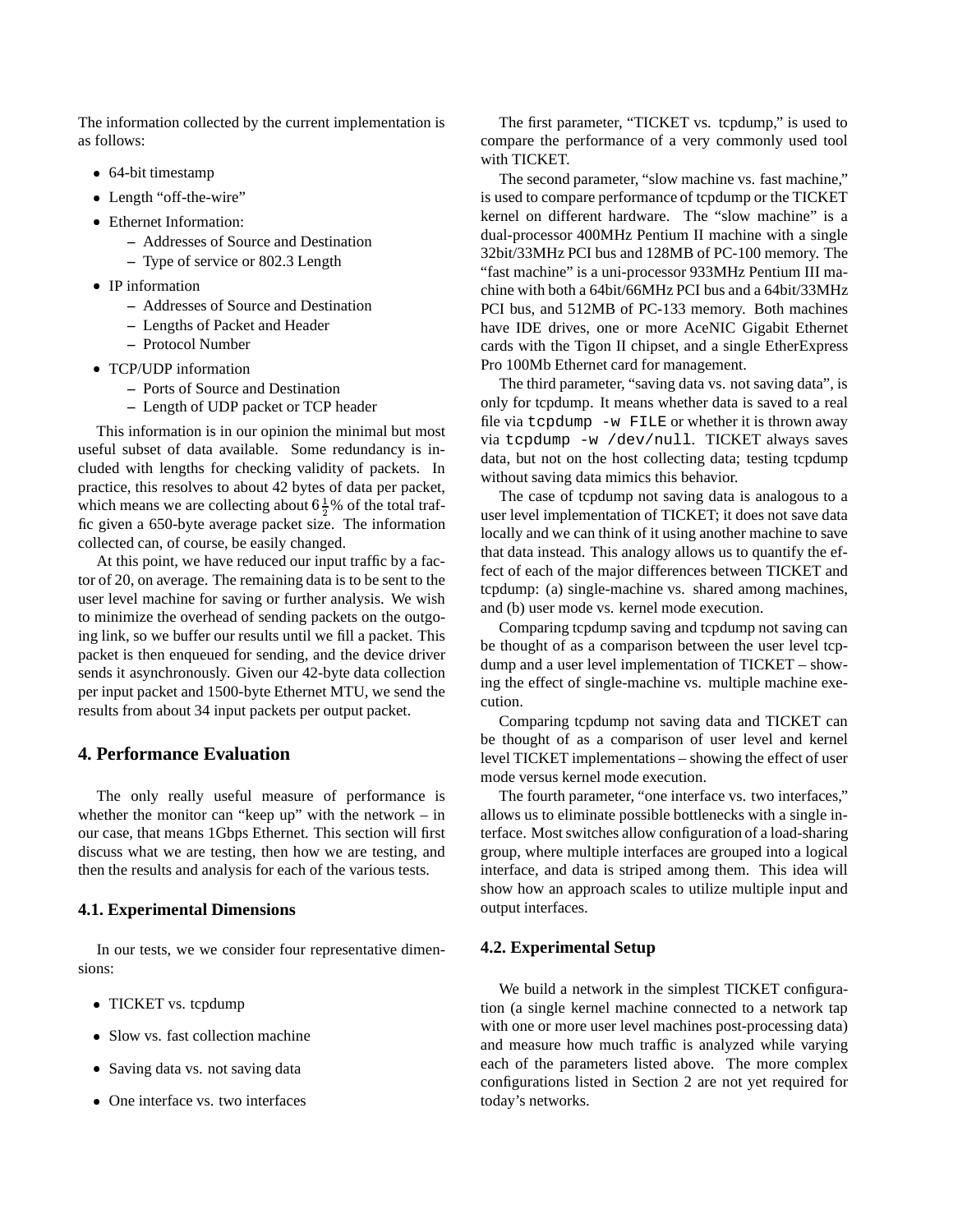The information collected by the current implementation is as follows:

- 64-bit timestamp
- Length "off-the-wire"
- Ethernet Information:
  - Addresses of Source and Destination
  - Type of service or 802.3 Length
- IP information
  - Addresses of Source and Destination
  - Lengths of Packet and Header
  - Protocol Number
- TCP/UDP information
  - Ports of Source and Destination
  - Length of UDP packet or TCP header

This information is in our opinion the minimal but most useful subset of data available. Some redundancy is included with lengths for checking validity of packets. In practice, this resolves to about 42 bytes of data per packet, which means we are collecting about $6\frac{1}{2}\%$ of the total traffic given a 650-byte average packet size. The information collected can, of course, be easily changed.

At this point, we have reduced our input traffic by a factor of 20, on average. The remaining data is to be sent to the user level machine for saving or further analysis. We wish to minimize the overhead of sending packets on the outgoing link, so we buffer our results until we fill a packet. This packet is then enqueued for sending, and the device driver sends it asynchronously. Given our 42-byte data collection per input packet and 1500-byte Ethernet MTU, we send the results from about 34 input packets per output packet.

## 4. Performance Evaluation

The only really useful measure of performance is whether the monitor can "keep up" with the network – in our case, that means 1Gbps Ethernet. This section will first discuss what we are testing, then how we are testing, and then the results and analysis for each of the various tests.

### 4.1. Experimental Dimensions

In our tests, we we consider four representative dimensions:

- TICKET vs. tcpdump
- Slow vs. fast collection machine
- Saving data vs. not saving data
- One interface vs. two interfaces

The first parameter, "TICKET vs. tcpdump," is used to compare the performance of a very commonly used tool with TICKET.

The second parameter, "slow machine vs. fast machine," is used to compare performance of tcpdump or the TICKET kernel on different hardware. The "slow machine" is a dual-processor 400MHz Pentium II machine with a single 32bit/33MHz PCI bus and 128MB of PC-100 memory. The "fast machine" is a uni-processor 933MHz Pentium III machine with both a 64bit/66MHz PCI bus and a 64bit/33MHz PCI bus, and 512MB of PC-133 memory. Both machines have IDE drives, one or more AceNIC Gigabit Ethernet cards with the Tigon II chipset, and a single EtherExpress Pro 100Mb Ethernet card for management.

The third parameter, "saving data vs. not saving data", is only for tcpdump. It means whether data is saved to a real file via `tcpdump -w FILE` or whether it is thrown away via `tcpdump -w /dev/null`. TICKET always saves data, but not on the host collecting data; testing tcpdump without saving data mimics this behavior.

The case of tcpdump not saving data is analogous to a user level implementation of TICKET; it does not save data locally and we can think of it using another machine to save that data instead. This analogy allows us to quantify the effect of each of the major differences between TICKET and tcpdump: (a) single-machine vs. shared among machines, and (b) user mode vs. kernel mode execution.

Comparing tcpdump saving and tcpdump not saving can be thought of as a comparison between the user level tcpdump and a user level implementation of TICKET – showing the effect of single-machine vs. multiple machine execution.

Comparing tcpdump not saving data and TICKET can be thought of as a comparison of user level and kernel level TICKET implementations – showing the effect of user mode versus kernel mode execution.

The fourth parameter, "one interface vs. two interfaces," allows us to eliminate possible bottlenecks with a single interface. Most switches allow configuration of a load-sharing group, where multiple interfaces are grouped into a logical interface, and data is striped among them. This idea will show how an approach scales to utilize multiple input and output interfaces.

### 4.2. Experimental Setup

We build a network in the simplest TICKET configuration (a single kernel machine connected to a network tap with one or more user level machines post-processing data) and measure how much traffic is analyzed while varying each of the parameters listed above. The more complex configurations listed in Section 2 are not yet required for today's networks.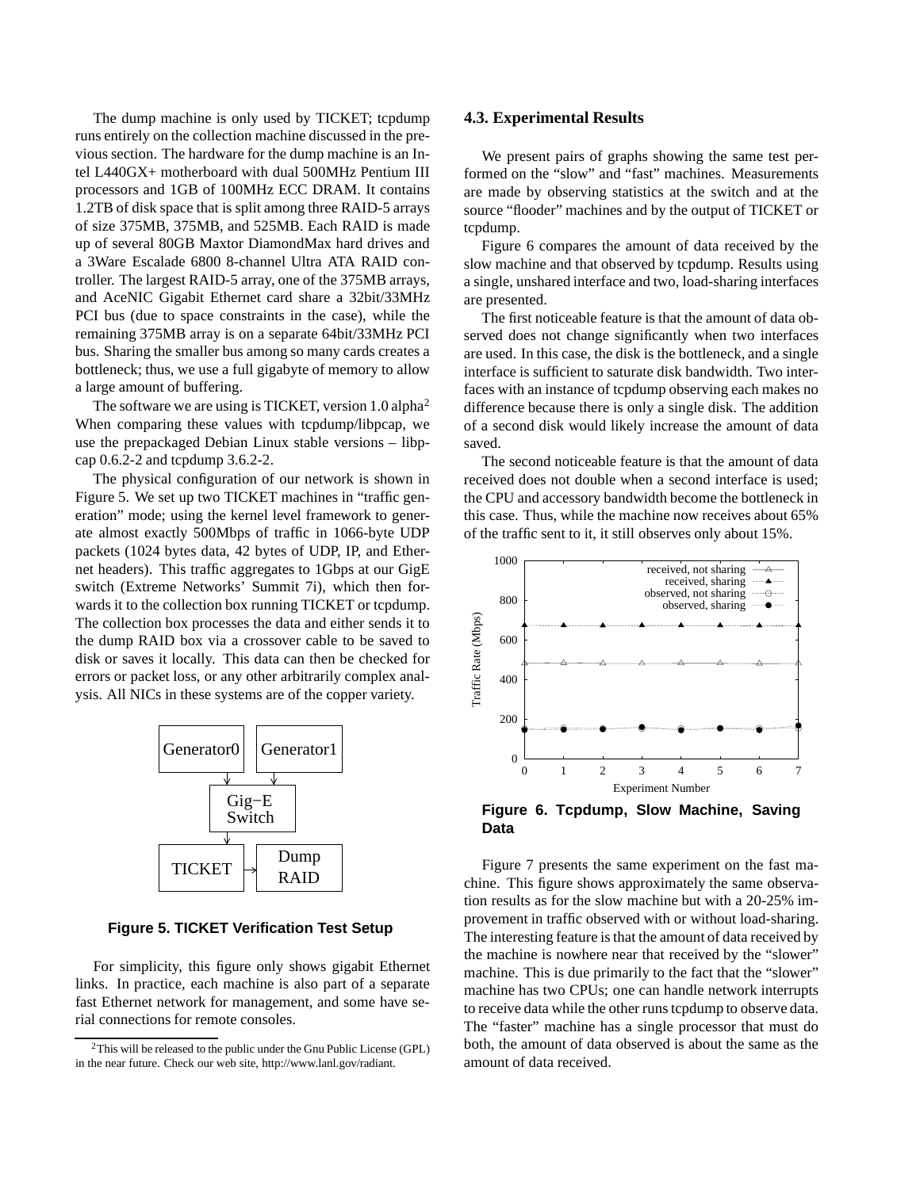The dump machine is only used by TICKET; tcpdump runs entirely on the collection machine discussed in the previous section. The hardware for the dump machine is an Intel L440GX+ motherboard with dual 500MHz Pentium III processors and 1GB of 100MHz ECC DRAM. It contains 1.2TB of disk space that is split among three RAID-5 arrays of size 375MB, 375MB, and 525MB. Each RAID is made up of several 80GB Maxtor DiamondMax hard drives and a 3Ware Escalade 6800 8-channel Ultra ATA RAID controller. The largest RAID-5 array, one of the 375MB arrays, and AceNIC Gigabit Ethernet card share a 32bit/33MHz PCI bus (due to space constraints in the case), while the remaining 375MB array is on a separate 64bit/33MHz PCI bus. Sharing the smaller bus among so many cards creates a bottleneck; thus, we use a full gigabyte of memory to allow a large amount of buffering.

The software we are using is TICKET, version 1.0 alpha[2] When comparing these values with tcpdump/libpcap, we use the prepackaged Debian Linux stable versions – libpcap 0.6.2-2 and tcpdump 3.6.2-2.

The physical configuration of our network is shown in Figure 5. We set up two TICKET machines in "traffic generation" mode; using the kernel level framework to generate almost exactly 500Mbps of traffic in 1066-byte UDP packets (1024 bytes data, 42 bytes of UDP, IP, and Ethernet headers). This traffic aggregates to 1Gbps at our GigE switch (Extreme Networks' Summit 7i), which then forwards it to the collection box running TICKET or tcpdump. The collection box processes the data and either sends it to the dump RAID box via a crossover cable to be saved to disk or saves it locally. This data can then be checked for errors or packet loss, or any other arbitrarily complex analysis. All NICs in these systems are of the copper variety.

**Figure 5. TICKET Verification Test Setup**

For simplicity, this figure only shows gigabit Ethernet links. In practice, each machine is also part of a separate fast Ethernet network for management, and some have serial connections for remote consoles.

[2] This will be released to the public under the Gnu Public License (GPL) in the near future. Check our web site, http://www.lanl.gov/radiant.

### 4.3. Experimental Results

We present pairs of graphs showing the same test performed on the "slow" and "fast" machines. Measurements are made by observing statistics at the switch and at the source "flooder" machines and by the output of TICKET or tcpdump.

Figure 6 compares the amount of data received by the slow machine and that observed by tcpdump. Results using a single, unshared interface and two, load-sharing interfaces are presented.

The first noticeable feature is that the amount of data observed does not change significantly when two interfaces are used. In this case, the disk is the bottleneck, and a single interface is sufficient to saturate disk bandwidth. Two interfaces with an instance of tcpdump observing each makes no difference because there is only a single disk. The addition of a second disk would likely increase the amount of data saved.

The second noticeable feature is that the amount of data received does not double when a second interface is used; the CPU and accessory bandwidth become the bottleneck in this case. Thus, while the machine now receives about 65% of the traffic sent to it, it still observes only about 15%.

**Figure 6. Tcpdump, Slow Machine, Saving Data**

Figure 7 presents the same experiment on the fast machine. This figure shows approximately the same observation results as for the slow machine but with a 20-25% improvement in traffic observed with or without load-sharing. The interesting feature is that the amount of data received by the machine is nowhere near that received by the "slower" machine. This is due primarily to the fact that the "slower" machine has two CPUs; one can handle network interrupts to receive data while the other runs tcpdump to observe data. The "faster" machine has a single processor that must do both, the amount of data observed is about the same as the amount of data received.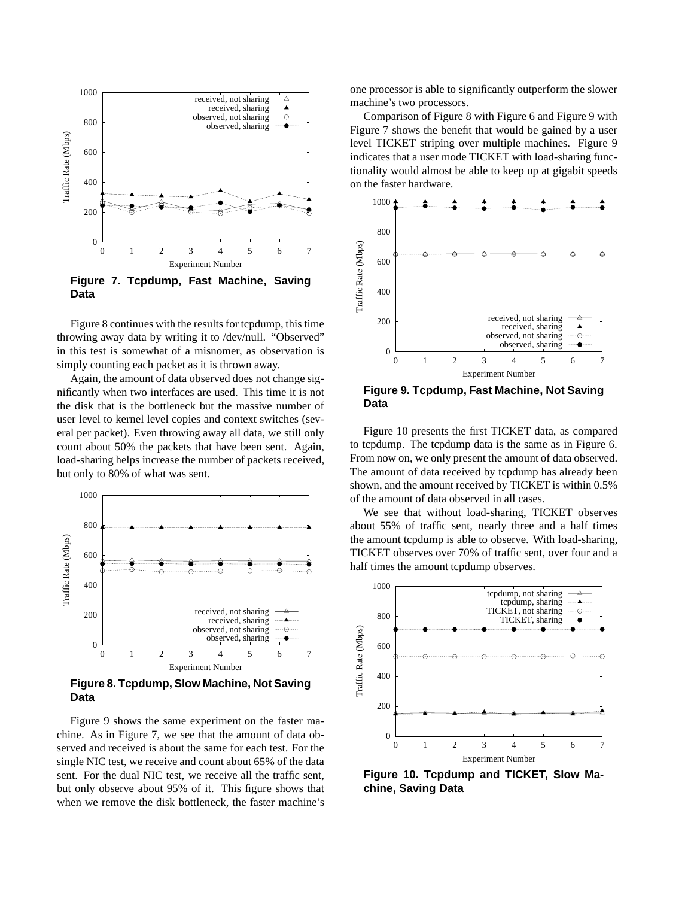**Figure 7. Tcpdump, Fast Machine, Saving Data**

Figure 8 continues with the results for tcpdump, this time throwing away data by writing it to /dev/null. "Observed" in this test is somewhat of a misnomer, as observation is simply counting each packet as it is thrown away.

Again, the amount of data observed does not change significantly when two interfaces are used. This time it is not the disk that is the bottleneck but the massive number of user level to kernel level copies and context switches (several per packet). Even throwing away all data, we still only count about 50% the packets that have been sent. Again, load-sharing helps increase the number of packets received, but only to 80% of what was sent.

**Figure 8. Tcpdump, Slow Machine, Not Saving Data**

Figure 9 shows the same experiment on the faster machine. As in Figure 7, we see that the amount of data observed and received is about the same for each test. For the single NIC test, we receive and count about 65% of the data sent. For the dual NIC test, we receive all the traffic sent, but only observe about 95% of it. This figure shows that when we remove the disk bottleneck, the faster machine's one processor is able to significantly outperform the slower machine's two processors.

Comparison of Figure 8 with Figure 6 and Figure 9 with Figure 7 shows the benefit that would be gained by a user level TICKET striping over multiple machines. Figure 9 indicates that a user mode TICKET with load-sharing functionality would almost be able to keep up at gigabit speeds on the faster hardware.

**Figure 9. Tcpdump, Fast Machine, Not Saving Data**

Figure 10 presents the first TICKET data, as compared to tcpdump. The tcpdump data is the same as in Figure 6. From now on, we only present the amount of data observed. The amount of data received by tcpdump has already been shown, and the amount received by TICKET is within 0.5% of the amount of data observed in all cases.

We see that without load-sharing, TICKET observes about 55% of traffic sent, nearly three and a half times the amount tcpdump is able to observe. With load-sharing, TICKET observes over 70% of traffic sent, over four and a half times the amount tcpdump observes.

**Figure 10. Tcpdump and TICKET, Slow Machine, Saving Data**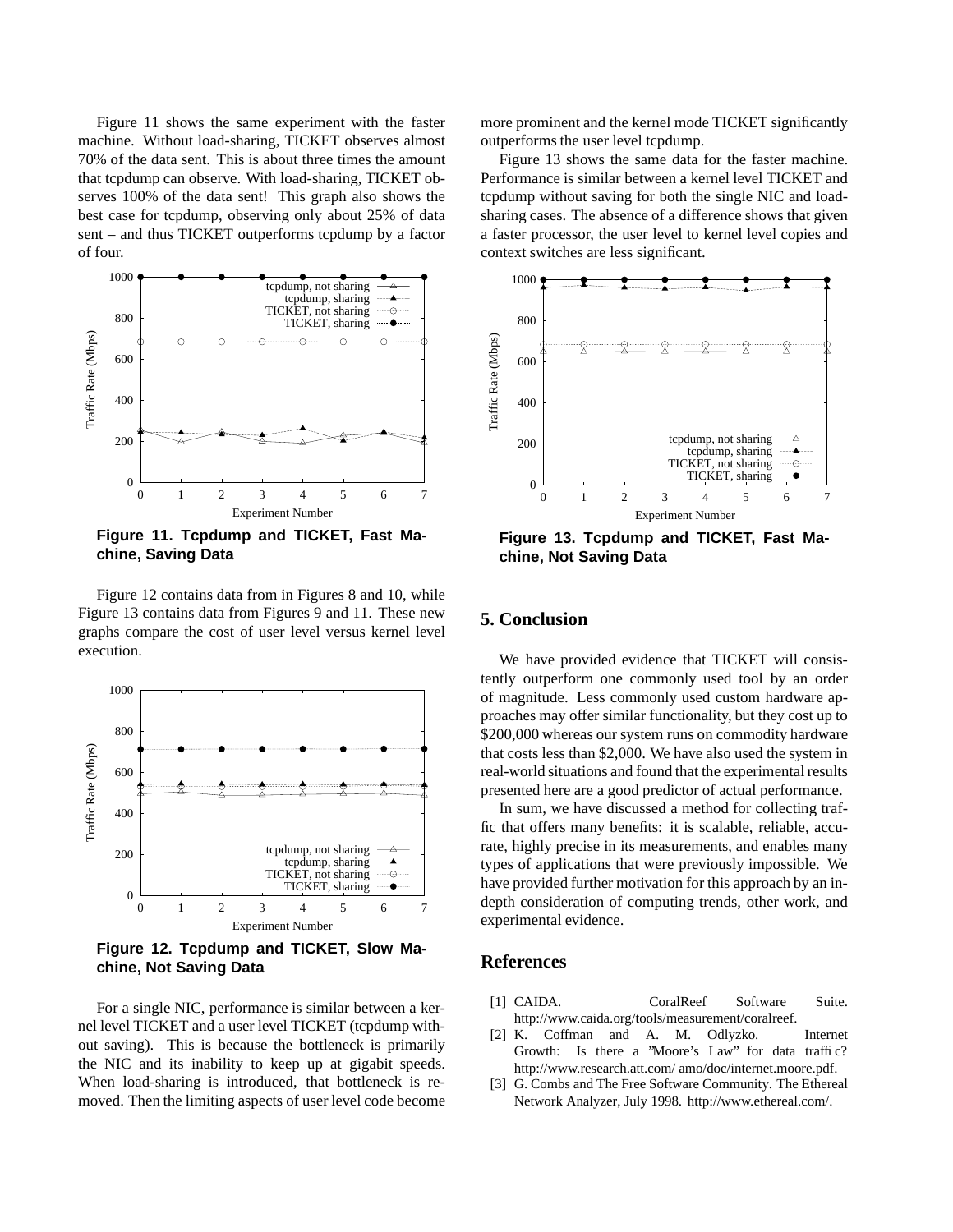Figure 11 shows the same experiment with the faster machine. Without load-sharing, TICKET observes almost 70% of the data sent. This is about three times the amount that tcpdump can observe. With load-sharing, TICKET observes 100% of the data sent! This graph also shows the best case for tcpdump, observing only about 25% of data sent – and thus TICKET outperforms tcpdump by a factor of four.

**Figure 11. Tcpdump and TICKET, Fast Machine, Saving Data**

Figure 12 contains data from in Figures 8 and 10, while Figure 13 contains data from Figures 9 and 11. These new graphs compare the cost of user level versus kernel level execution.

**Figure 12. Tcpdump and TICKET, Slow Machine, Not Saving Data**

For a single NIC, performance is similar between a kernel level TICKET and a user level TICKET (tcpdump without saving). This is because the bottleneck is primarily the NIC and its inability to keep up at gigabit speeds. When load-sharing is introduced, that bottleneck is removed. Then the limiting aspects of user level code become more prominent and the kernel mode TICKET significantly outperforms the user level tcpdump.

Figure 13 shows the same data for the faster machine. Performance is similar between a kernel level TICKET and tcpdump without saving for both the single NIC and load-sharing cases. The absence of a difference shows that given a faster processor, the user level to kernel level copies and context switches are less significant.

**Figure 13. Tcpdump and TICKET, Fast Machine, Not Saving Data**

## 5. Conclusion

We have provided evidence that TICKET will consistently outperform one commonly used tool by an order of magnitude. Less commonly used custom hardware approaches may offer similar functionality, but they cost up to \$200,000 whereas our system runs on commodity hardware that costs less than \$2,000. We have also used the system in real-world situations and found that the experimental results presented here are a good predictor of actual performance.

In sum, we have discussed a method for collecting traffic that offers many benefits: it is scalable, reliable, accurate, highly precise in its measurements, and enables many types of applications that were previously impossible. We have provided further motivation for this approach by an in-depth consideration of computing trends, other work, and experimental evidence.

## References

[1] CAIDA. CoralReef Software Suite. http://www.caida.org/tools/measurement/coralreef.

[2] K. Coffman and A. M. Odlyzko. Internet Growth: Is there a "Moore's Law" for data traffic? http://www.research.att.com/ amo/doc/internet.moore.pdf.

[3] G. Combs and The Free Software Community. The Ethereal Network Analyzer, July 1998. http://www.ethereal.com/.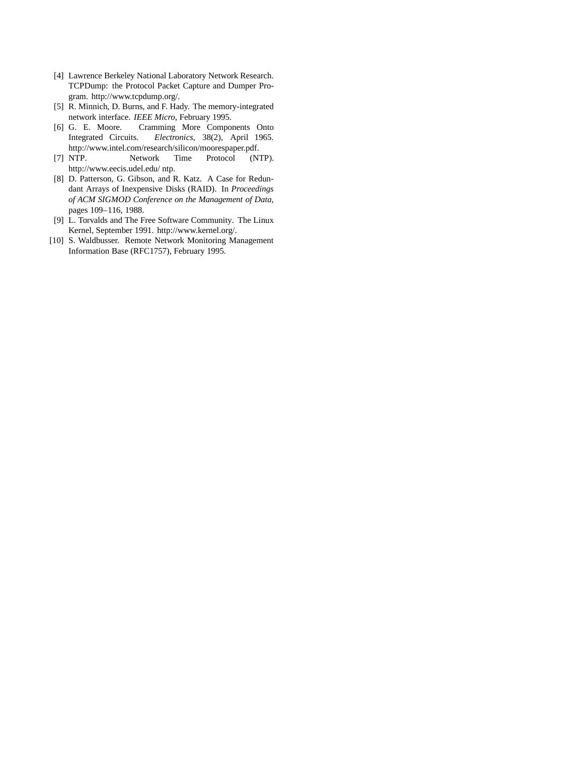[4] Lawrence Berkeley National Laboratory Network Research. TCPDump: the Protocol Packet Capture and Dumper Program. http://www.tcpdump.org/.

[5] R. Minnich, D. Burns, and F. Hady. The memory-integrated network interface. *IEEE Micro*, February 1995.

[6] G. E. Moore. Cramming More Components Onto Integrated Circuits. *Electronics*, 38(2), April 1965. http://www.intel.com/research/silicon/moorespaper.pdf.

[7] NTP. Network Time Protocol (NTP). http://www.eecis.udel.edu/ ntp.

[8] D. Patterson, G. Gibson, and R. Katz. A Case for Redundant Arrays of Inexpensive Disks (RAID). In *Proceedings of ACM SIGMOD Conference on the Management of Data*, pages 109–116, 1988.

[9] L. Torvalds and The Free Software Community. The Linux Kernel, September 1991. http://www.kernel.org/.

[10] S. Waldbusser. Remote Network Monitoring Management Information Base (RFC1757), February 1995.